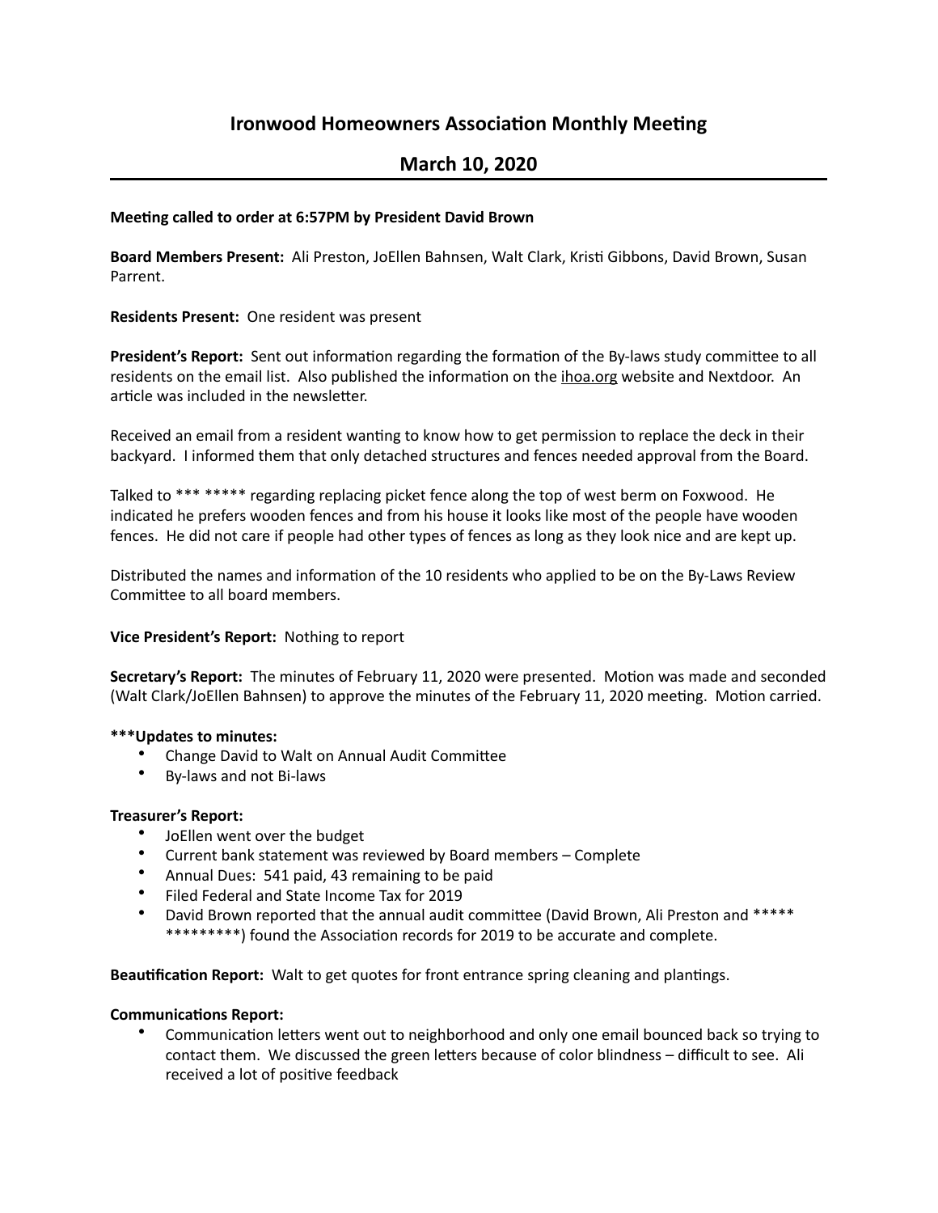# Ironwood Homeowners Association Monthly Meeting

## March 10, 2020

**Meeting called to order at 6:57PM by President David Brown**

**Board Members Present:** Ali Preston, JoEllen Bahnsen, Walt Clark, Kristi Gibbons, David Brown, Susan Parrent.

**Residents Present:** One resident was present

**President's Report:** Sent out information regarding the formation of the By-laws study committee to all residents on the email list. Also published the information on the ihoa.org website and Nextdoor. An article was included in the newsletter.

Received an email from a resident wanting to know how to get permission to replace the deck in their backyard. I informed them that only detached structures and fences needed approval from the Board.

Talked to *** ***** regarding replacing picket fence along the top of west berm on Foxwood. He indicated he prefers wooden fences and from his house it looks like most of the people have wooden fences. He did not care if people had other types of fences as long as they look nice and are kept up.

Distributed the names and information of the 10 residents who applied to be on the By-Laws Review Committee to all board members.

**Vice President's Report:** Nothing to report

**Secretary's Report:** The minutes of February 11, 2020 were presented. Motion was made and seconded (Walt Clark/JoEllen Bahnsen) to approve the minutes of the February 11, 2020 meeting. Motion carried.

**\*\*\*Updates to minutes:**

- Change David to Walt on Annual Audit Committee
- By-laws and not Bi-laws

**Treasurer's Report:**

- JoEllen went over the budget
- Current bank statement was reviewed by Board members – Complete
- Annual Dues: 541 paid, 43 remaining to be paid
- Filed Federal and State Income Tax for 2019
- David Brown reported that the annual audit committee (David Brown, Ali Preston and ***** *********) found the Association records for 2019 to be accurate and complete.

**Beautification Report:** Walt to get quotes for front entrance spring cleaning and plantings.

**Communications Report:**

- Communication letters went out to neighborhood and only one email bounced back so trying to contact them. We discussed the green letters because of color blindness – difficult to see. Ali received a lot of positive feedback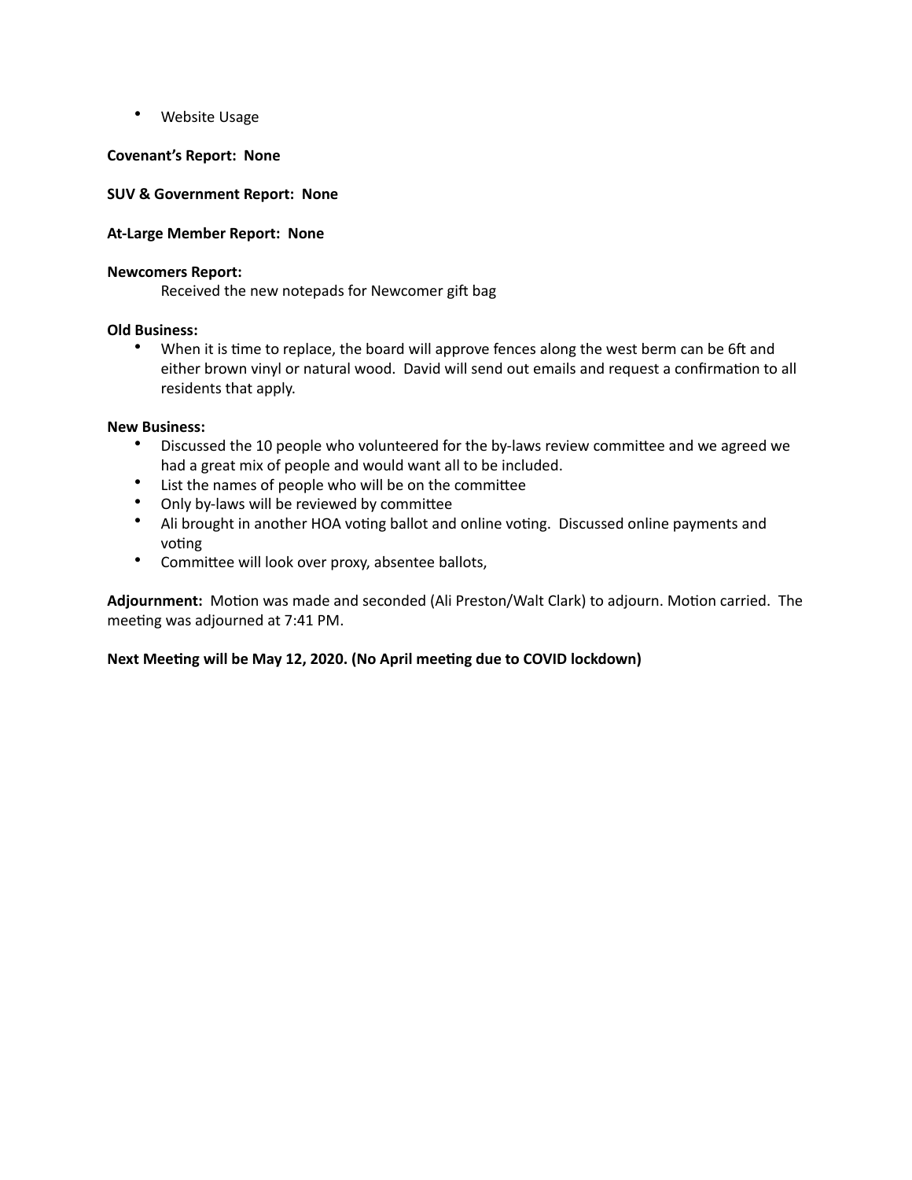- Website Usage

**Covenant's Report: None**

**SUV & Government Report: None**

**At-Large Member Report: None**

**Newcomers Report:**

Received the new notepads for Newcomer gift bag

**Old Business:**

- When it is time to replace, the board will approve fences along the west berm can be 6ft and either brown vinyl or natural wood. David will send out emails and request a confirmation to all residents that apply.

**New Business:**

- Discussed the 10 people who volunteered for the by-laws review committee and we agreed we had a great mix of people and would want all to be included.
- List the names of people who will be on the committee
- Only by-laws will be reviewed by committee
- Ali brought in another HOA voting ballot and online voting. Discussed online payments and voting
- Committee will look over proxy, absentee ballots,

**Adjournment:** Motion was made and seconded (Ali Preston/Walt Clark) to adjourn. Motion carried. The meeting was adjourned at 7:41 PM.

**Next Meeting will be May 12, 2020. (No April meeting due to COVID lockdown)**